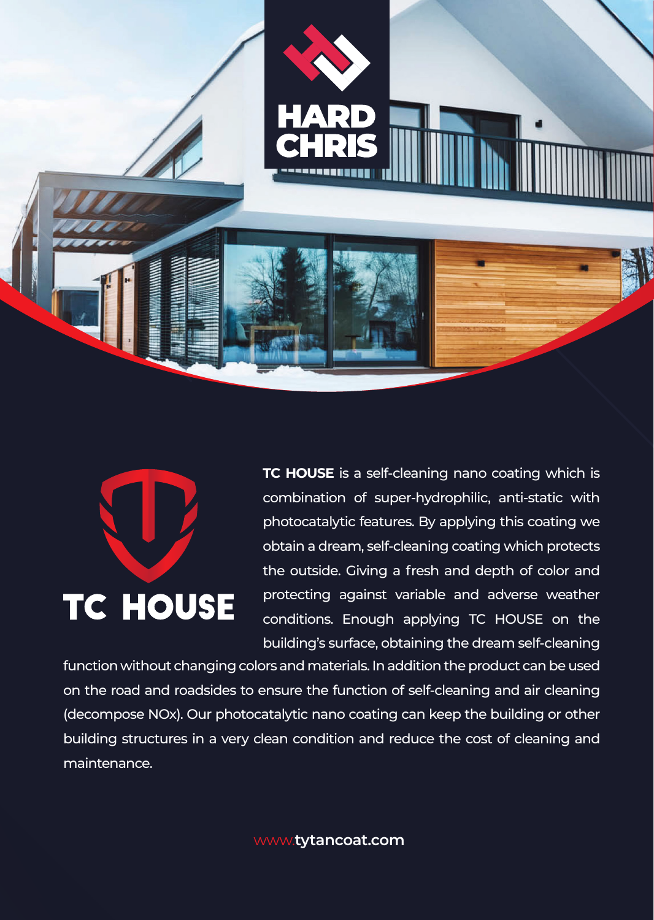HARD CHRIS

# TC HOUSE

**TC HOUSE** is a self-cleaning nano coating which is combination of super-hydrophilic, anti-static with photocatalytic features. By applying this coating we obtain a dream, self-cleaning coating which protects the outside. Giving a fresh and depth of color and protecting against variable and adverse weather conditions. Enough applying TC HOUSE on the building's surface, obtaining the dream self-cleaning function without changing colors and materials. In addition the product can be used on the road and roadsides to ensure the function of self-cleaning and air cleaning (decompose $NO_x$). Our photocatalytic nano coating can keep the building or other building structures in a very clean condition and reduce the cost of cleaning and maintenance.

www.**tytancoat.com**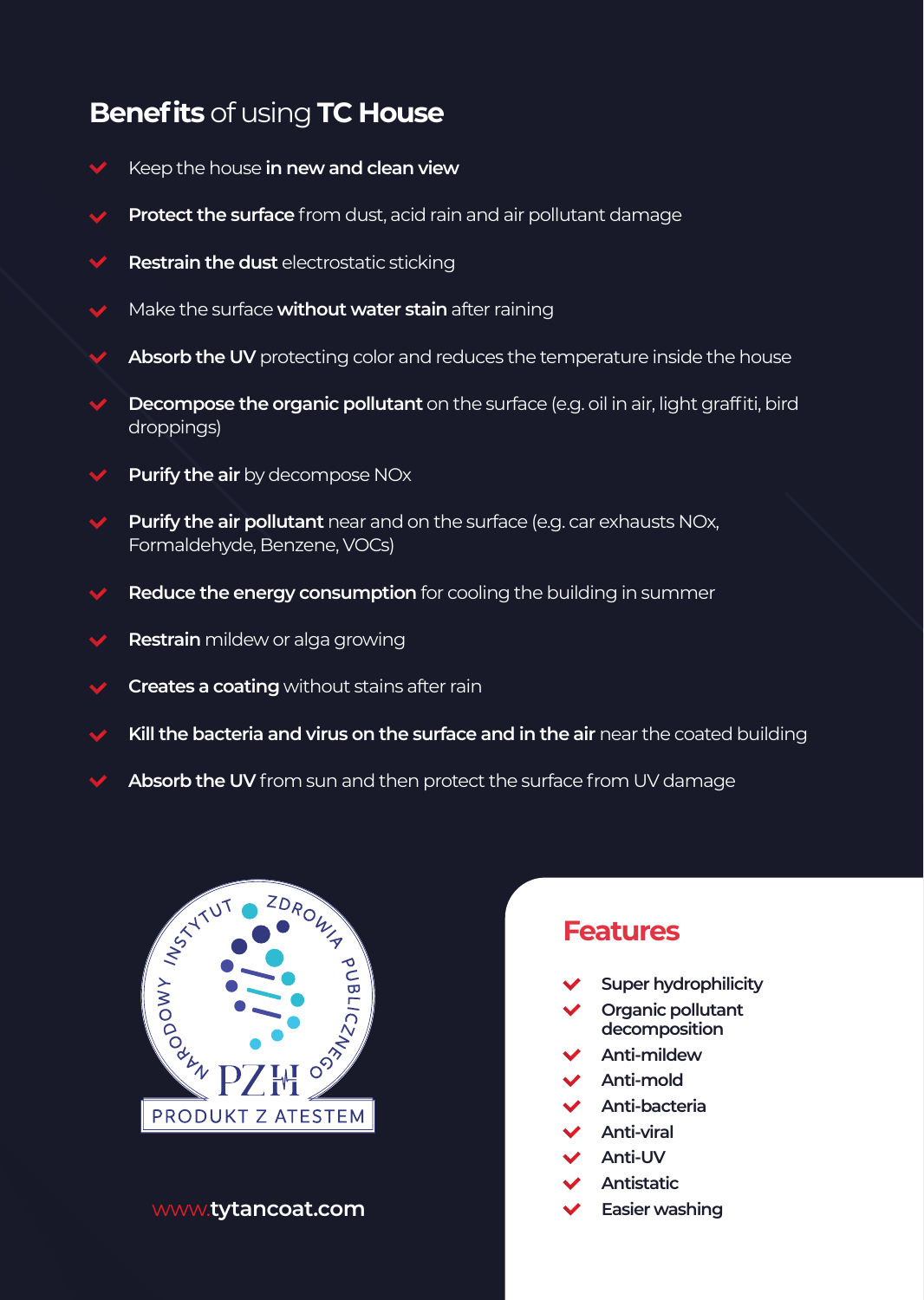## **Benefits** of using **TC House**

- Keep the house **in new and clean view**
- **Protect the surface** from dust, acid rain and air pollutant damage
- **Restrain the dust** electrostatic sticking
- Make the surface **without water stain** after raining
- **Absorb the UV** protecting color and reduces the temperature inside the house
- **Decompose the organic pollutant** on the surface (e.g. oil in air, light graffiti, bird droppings)
- **Purify the air** by decompose NOx
- **Purify the air pollutant** near and on the surface (e.g. car exhausts NOx, Formaldehyde, Benzene, VOCs)
- **Reduce the energy consumption** for cooling the building in summer
- **Restrain** mildew or alga growing
- **Creates a coating** without stains after rain
- **Kill the bacteria and virus on the surface and in the air** near the coated building
- **Absorb the UV** from sun and then protect the surface from UV damage

NARODOWY INSTYTUT ZDROWIA PUBLICZNEGO
PZH
PRODUKT Z ATESTEM

www.**tytancoat.com**

## Features

- Super hydrophilicity
- Organic pollutant decomposition
- Anti-mildew
- Anti-mold
- Anti-bacteria
- Anti-viral
- Anti-UV
- Antistatic
- Easier washing